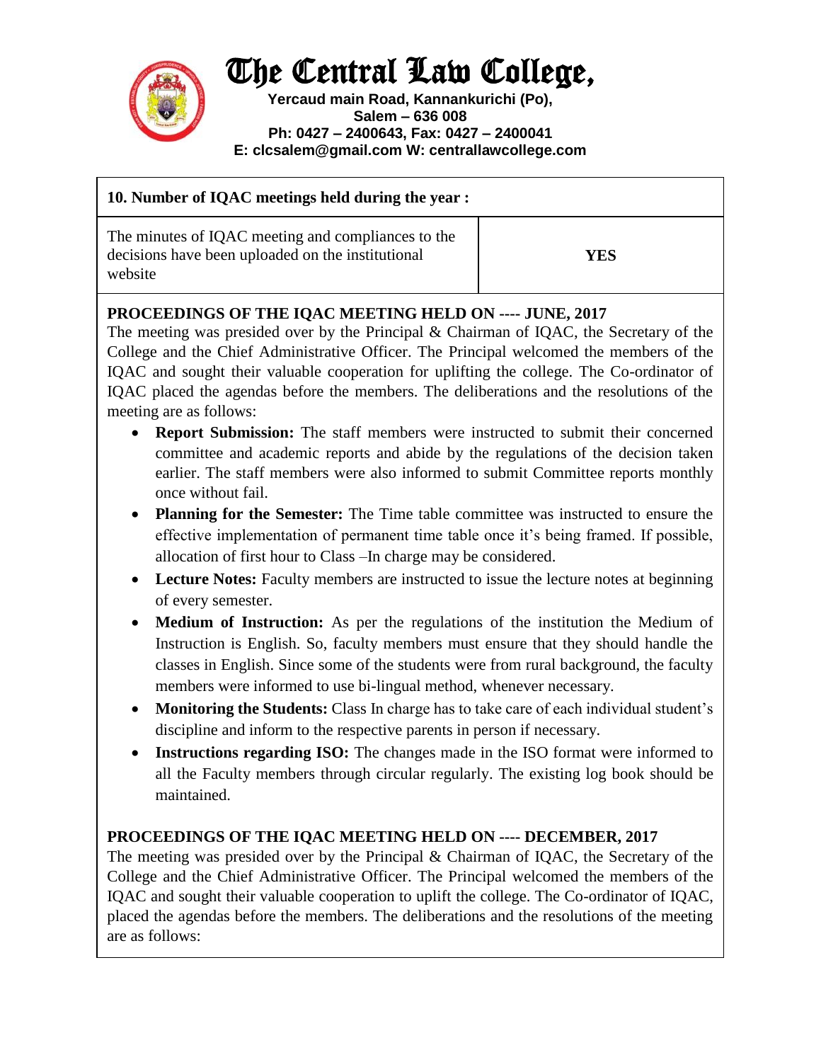# The Central Law College,

**Yercaud main Road, Kannankurichi (Po),**
**Salem – 636 008**
**Ph: 0427 – 2400643, Fax: 0427 – 2400041**
**E: clcsalem@gmail.com W: centrallawcollege.com**

| **10. Number of IQAC meetings held during the year :** | |
|---|---|
| The minutes of IQAC meeting and compliances to the decisions have been uploaded on the institutional website | **YES** |

**PROCEEDINGS OF THE IQAC MEETING HELD ON ---- JUNE, 2017**

The meeting was presided over by the Principal & Chairman of IQAC, the Secretary of the College and the Chief Administrative Officer. The Principal welcomed the members of the IQAC and sought their valuable cooperation for uplifting the college. The Co-ordinator of IQAC placed the agendas before the members. The deliberations and the resolutions of the meeting are as follows:

- **Report Submission:** The staff members were instructed to submit their concerned committee and academic reports and abide by the regulations of the decision taken earlier. The staff members were also informed to submit Committee reports monthly once without fail.
- **Planning for the Semester:** The Time table committee was instructed to ensure the effective implementation of permanent time table once it's being framed. If possible, allocation of first hour to Class –In charge may be considered.
- **Lecture Notes:** Faculty members are instructed to issue the lecture notes at beginning of every semester.
- **Medium of Instruction:** As per the regulations of the institution the Medium of Instruction is English. So, faculty members must ensure that they should handle the classes in English. Since some of the students were from rural background, the faculty members were informed to use bi-lingual method, whenever necessary.
- **Monitoring the Students:** Class In charge has to take care of each individual student's discipline and inform to the respective parents in person if necessary.
- **Instructions regarding ISO:** The changes made in the ISO format were informed to all the Faculty members through circular regularly. The existing log book should be maintained.

**PROCEEDINGS OF THE IQAC MEETING HELD ON ---- DECEMBER, 2017**

The meeting was presided over by the Principal & Chairman of IQAC, the Secretary of the College and the Chief Administrative Officer. The Principal welcomed the members of the IQAC and sought their valuable cooperation to uplift the college. The Co-ordinator of IQAC, placed the agendas before the members. The deliberations and the resolutions of the meeting are as follows: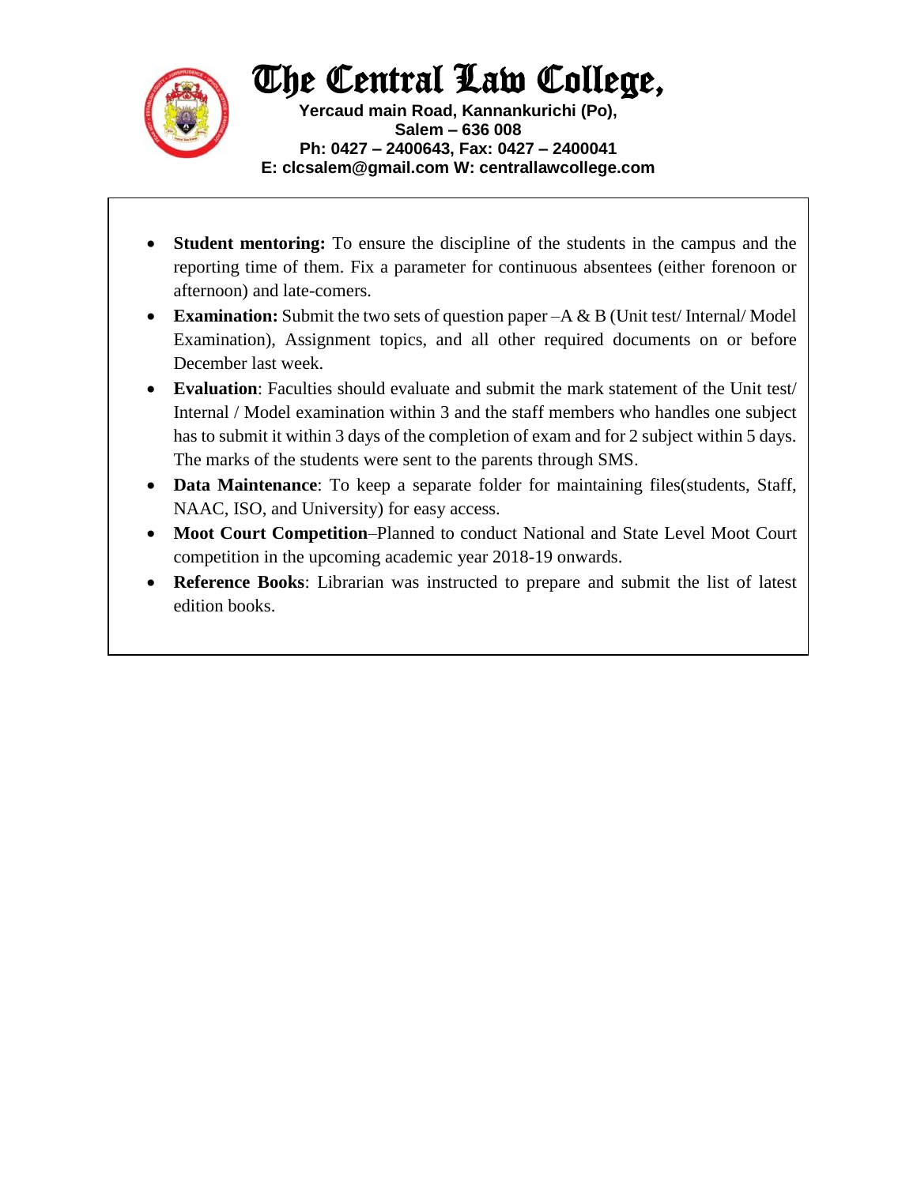# The Central Law College,

**Yercaud main Road, Kannankurichi (Po),**
**Salem – 636 008**
**Ph: 0427 – 2400643, Fax: 0427 – 2400041**
**E: clcsalem@gmail.com W: centrallawcollege.com**

- **Student mentoring:** To ensure the discipline of the students in the campus and the reporting time of them. Fix a parameter for continuous absentees (either forenoon or afternoon) and late-comers.
- **Examination:** Submit the two sets of question paper –A & B (Unit test/ Internal/ Model Examination), Assignment topics, and all other required documents on or before December last week.
- **Evaluation**: Faculties should evaluate and submit the mark statement of the Unit test/ Internal / Model examination within 3 and the staff members who handles one subject has to submit it within 3 days of the completion of exam and for 2 subject within 5 days. The marks of the students were sent to the parents through SMS.
- **Data Maintenance**: To keep a separate folder for maintaining files(students, Staff, NAAC, ISO, and University) for easy access.
- **Moot Court Competition**–Planned to conduct National and State Level Moot Court competition in the upcoming academic year 2018-19 onwards.
- **Reference Books**: Librarian was instructed to prepare and submit the list of latest edition books.